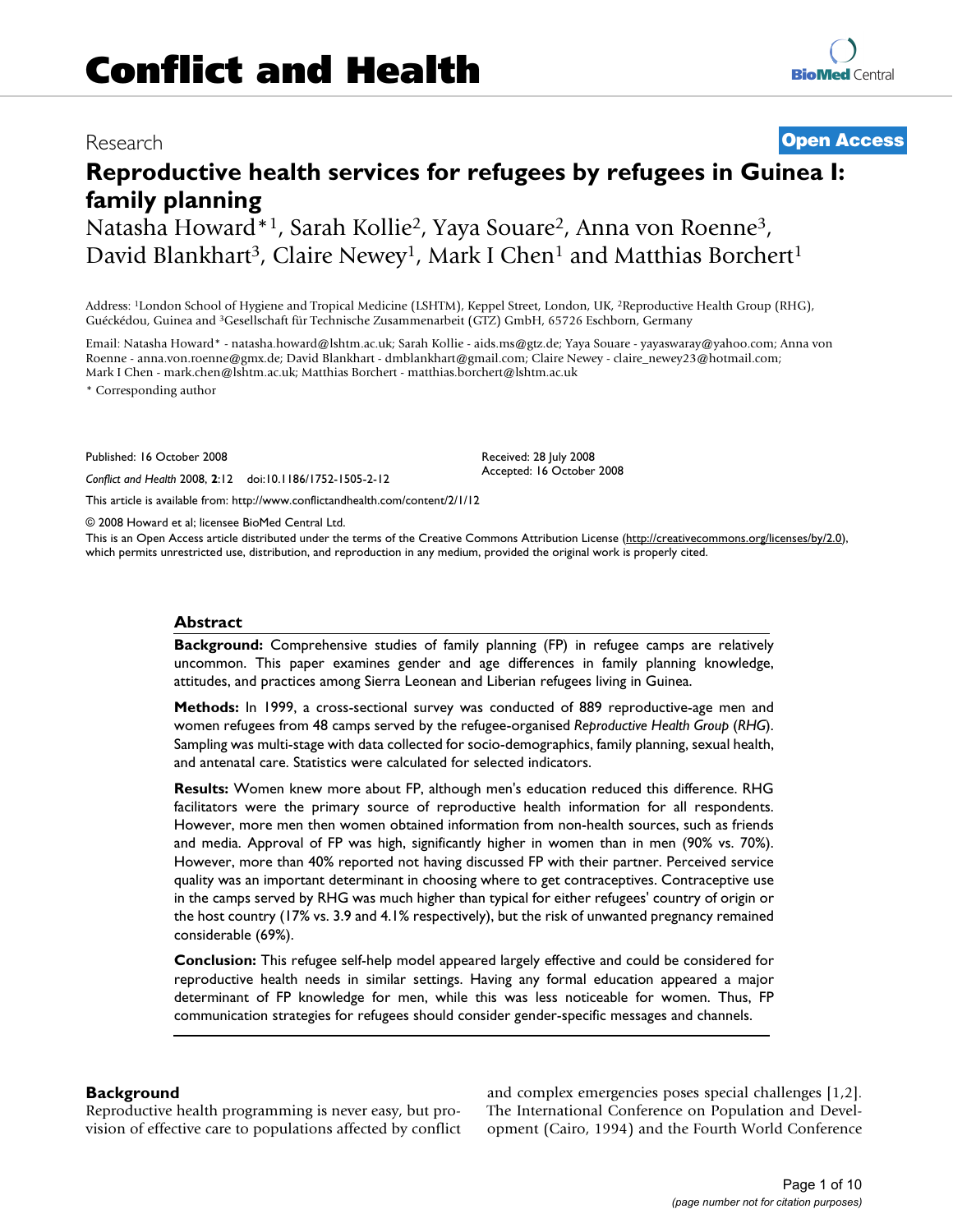# Conflict and Health

Research

**Open Access**

## Reproductive health services for refugees by refugees in Guinea I: family planning

Natasha Howard*[1], Sarah Kollie[2], Yaya Souare[2], Anna von Roenne[3], David Blankhart[3], Claire Newey[1], Mark I Chen[1] and Matthias Borchert[1]

Address: [1]London School of Hygiene and Tropical Medicine (LSHTM), Keppel Street, London, UK, [2]Reproductive Health Group (RHG), Guéckédou, Guinea and [3]Gesellschaft für Technische Zusammenarbeit (GTZ) GmbH, 65726 Eschborn, Germany

Email: Natasha Howard* - natasha.howard@lshtm.ac.uk; Sarah Kollie - aids.ms@gtz.de; Yaya Souare - yayaswaray@yahoo.com; Anna von Roenne - anna.von.roenne@gmx.de; David Blankhart - dmblankhart@gmail.com; Claire Newey - claire_newey23@hotmail.com; Mark I Chen - mark.chen@lshtm.ac.uk; Matthias Borchert - matthias.borchert@lshtm.ac.uk

* Corresponding author

Published: 16 October 2008

*Conflict and Health* 2008, **2**:12 doi:10.1186/1752-1505-2-12

Received: 28 July 2008
Accepted: 16 October 2008

This article is available from: http://www.conflictandhealth.com/content/2/1/12

© 2008 Howard et al; licensee BioMed Central Ltd.

This is an Open Access article distributed under the terms of the Creative Commons Attribution License (http://creativecommons.org/licenses/by/2.0), which permits unrestricted use, distribution, and reproduction in any medium, provided the original work is properly cited.

### Abstract

**Background:** Comprehensive studies of family planning (FP) in refugee camps are relatively uncommon. This paper examines gender and age differences in family planning knowledge, attitudes, and practices among Sierra Leonean and Liberian refugees living in Guinea.

**Methods:** In 1999, a cross-sectional survey was conducted of 889 reproductive-age men and women refugees from 48 camps served by the refugee-organised *Reproductive Health Group* (*RHG*). Sampling was multi-stage with data collected for socio-demographics, family planning, sexual health, and antenatal care. Statistics were calculated for selected indicators.

**Results:** Women knew more about FP, although men's education reduced this difference. RHG facilitators were the primary source of reproductive health information for all respondents. However, more men then women obtained information from non-health sources, such as friends and media. Approval of FP was high, significantly higher in women than in men (90% vs. 70%). However, more than 40% reported not having discussed FP with their partner. Perceived service quality was an important determinant in choosing where to get contraceptives. Contraceptive use in the camps served by RHG was much higher than typical for either refugees' country of origin or the host country (17% vs. 3.9 and 4.1% respectively), but the risk of unwanted pregnancy remained considerable (69%).

**Conclusion:** This refugee self-help model appeared largely effective and could be considered for reproductive health needs in similar settings. Having any formal education appeared a major determinant of FP knowledge for men, while this was less noticeable for women. Thus, FP communication strategies for refugees should consider gender-specific messages and channels.

### Background

Reproductive health programming is never easy, but provision of effective care to populations affected by conflict and complex emergencies poses special challenges [1,2]. The International Conference on Population and Development (Cairo, 1994) and the Fourth World Conference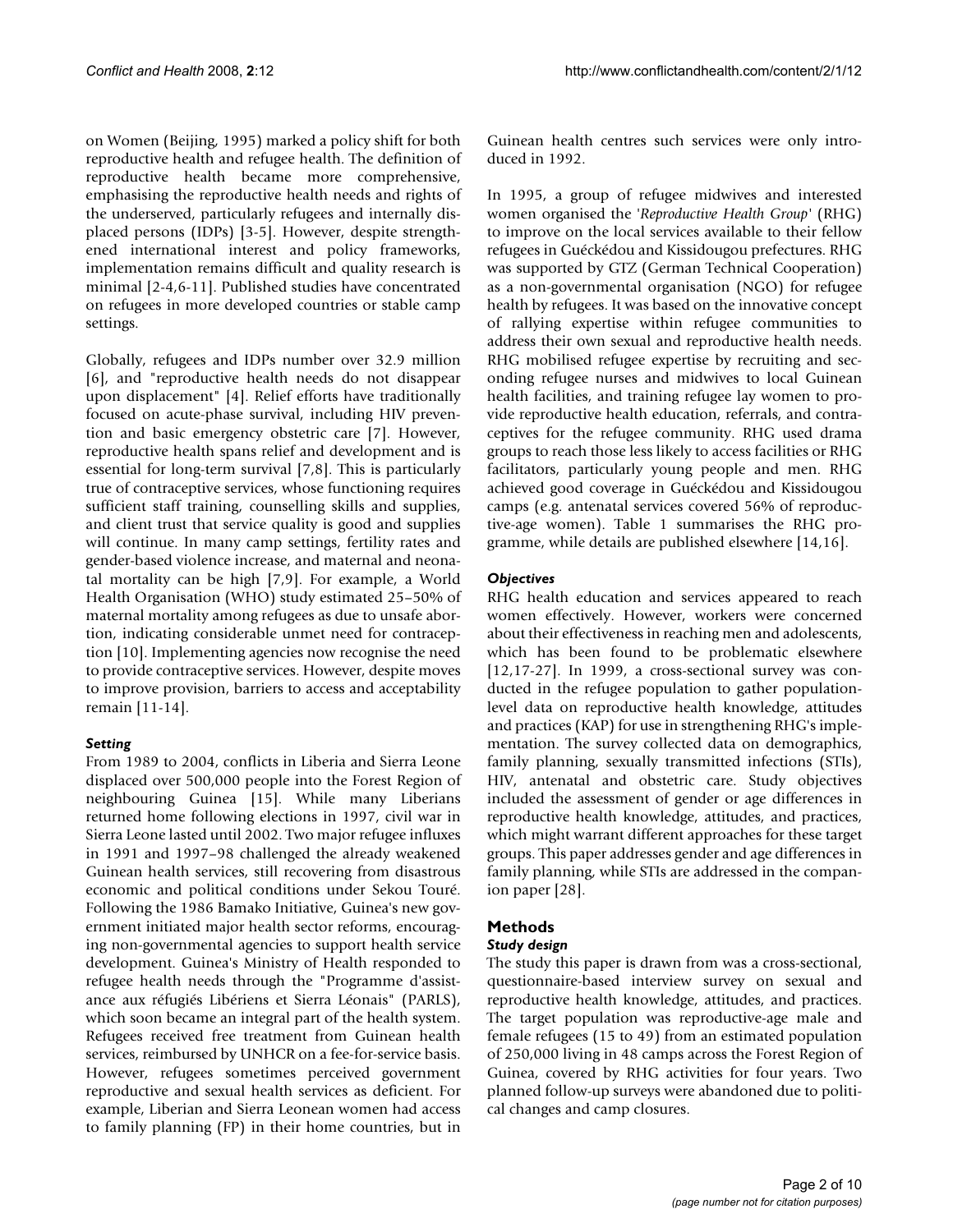on Women (Beijing, 1995) marked a policy shift for both reproductive health and refugee health. The definition of reproductive health became more comprehensive, emphasising the reproductive health needs and rights of the underserved, particularly refugees and internally displaced persons (IDPs) [3-5]. However, despite strengthened international interest and policy frameworks, implementation remains difficult and quality research is minimal [2-4,6-11]. Published studies have concentrated on refugees in more developed countries or stable camp settings.

Globally, refugees and IDPs number over 32.9 million [6], and "reproductive health needs do not disappear upon displacement" [4]. Relief efforts have traditionally focused on acute-phase survival, including HIV prevention and basic emergency obstetric care [7]. However, reproductive health spans relief and development and is essential for long-term survival [7,8]. This is particularly true of contraceptive services, whose functioning requires sufficient staff training, counselling skills and supplies, and client trust that service quality is good and supplies will continue. In many camp settings, fertility rates and gender-based violence increase, and maternal and neonatal mortality can be high [7,9]. For example, a World Health Organisation (WHO) study estimated 25–50% of maternal mortality among refugees as due to unsafe abortion, indicating considerable unmet need for contraception [10]. Implementing agencies now recognise the need to provide contraceptive services. However, despite moves to improve provision, barriers to access and acceptability remain [11-14].

### *Setting*

From 1989 to 2004, conflicts in Liberia and Sierra Leone displaced over 500,000 people into the Forest Region of neighbouring Guinea [15]. While many Liberians returned home following elections in 1997, civil war in Sierra Leone lasted until 2002. Two major refugee influxes in 1991 and 1997–98 challenged the already weakened Guinean health services, still recovering from disastrous economic and political conditions under Sekou Touré. Following the 1986 Bamako Initiative, Guinea's new government initiated major health sector reforms, encouraging non-governmental agencies to support health service development. Guinea's Ministry of Health responded to refugee health needs through the "Programme d'assistance aux réfugiés Libériens et Sierra Léonais" (PARLS), which soon became an integral part of the health system. Refugees received free treatment from Guinean health services, reimbursed by UNHCR on a fee-for-service basis. However, refugees sometimes perceived government reproductive and sexual health services as deficient. For example, Liberian and Sierra Leonean women had access to family planning (FP) in their home countries, but in Guinean health centres such services were only introduced in 1992.

In 1995, a group of refugee midwives and interested women organised the '*Reproductive Health Group*' (RHG) to improve on the local services available to their fellow refugees in Guéckédou and Kissidougou prefectures. RHG was supported by GTZ (German Technical Cooperation) as a non-governmental organisation (NGO) for refugee health by refugees. It was based on the innovative concept of rallying expertise within refugee communities to address their own sexual and reproductive health needs. RHG mobilised refugee expertise by recruiting and seconding refugee nurses and midwives to local Guinean health facilities, and training refugee lay women to provide reproductive health education, referrals, and contraceptives for the refugee community. RHG used drama groups to reach those less likely to access facilities or RHG facilitators, particularly young people and men. RHG achieved good coverage in Guéckédou and Kissidougou camps (e.g. antenatal services covered 56% of reproductive-age women). Table 1 summarises the RHG programme, while details are published elsewhere [14,16].

### *Objectives*

RHG health education and services appeared to reach women effectively. However, workers were concerned about their effectiveness in reaching men and adolescents, which has been found to be problematic elsewhere [12,17-27]. In 1999, a cross-sectional survey was conducted in the refugee population to gather population-level data on reproductive health knowledge, attitudes and practices (KAP) for use in strengthening RHG's implementation. The survey collected data on demographics, family planning, sexually transmitted infections (STIs), HIV, antenatal and obstetric care. Study objectives included the assessment of gender or age differences in reproductive health knowledge, attitudes, and practices, which might warrant different approaches for these target groups. This paper addresses gender and age differences in family planning, while STIs are addressed in the companion paper [28].

## Methods

### *Study design*

The study this paper is drawn from was a cross-sectional, questionnaire-based interview survey on sexual and reproductive health knowledge, attitudes, and practices. The target population was reproductive-age male and female refugees (15 to 49) from an estimated population of 250,000 living in 48 camps across the Forest Region of Guinea, covered by RHG activities for four years. Two planned follow-up surveys were abandoned due to political changes and camp closures.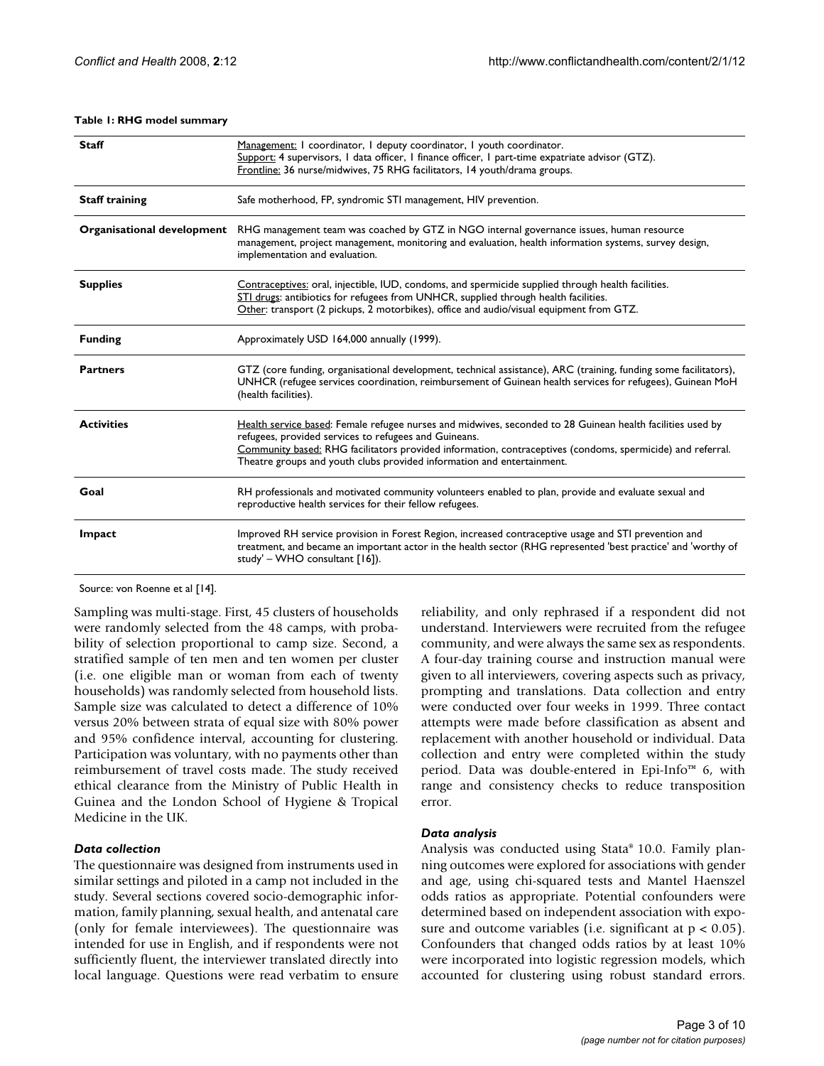**Table 1: RHG model summary**

| | |
|---|---|
| **Staff** | Management: 1 coordinator, 1 deputy coordinator, 1 youth coordinator. Support: 4 supervisors, 1 data officer, 1 finance officer, 1 part-time expatriate advisor (GTZ). Frontline: 36 nurse/midwives, 75 RHG facilitators, 14 youth/drama groups. |
| **Staff training** | Safe motherhood, FP, syndromic STI management, HIV prevention. |
| **Organisational development** | RHG management team was coached by GTZ in NGO internal governance issues, human resource management, project management, monitoring and evaluation, health information systems, survey design, implementation and evaluation. |
| **Supplies** | Contraceptives: oral, injectible, IUD, condoms, and spermicide supplied through health facilities. STI drugs: antibiotics for refugees from UNHCR, supplied through health facilities. Other: transport (2 pickups, 2 motorbikes), office and audio/visual equipment from GTZ. |
| **Funding** | Approximately USD 164,000 annually (1999). |
| **Partners** | GTZ (core funding, organisational development, technical assistance), ARC (training, funding some facilitators), UNHCR (refugee services coordination, reimbursement of Guinean health services for refugees), Guinean MoH (health facilities). |
| **Activities** | Health service based: Female refugee nurses and midwives, seconded to 28 Guinean health facilities used by refugees, provided services to refugees and Guineans. Community based: RHG facilitators provided information, contraceptives (condoms, spermicide) and referral. Theatre groups and youth clubs provided information and entertainment. |
| **Goal** | RH professionals and motivated community volunteers enabled to plan, provide and evaluate sexual and reproductive health services for their fellow refugees. |
| **Impact** | Improved RH service provision in Forest Region, increased contraceptive usage and STI prevention and treatment, and became an important actor in the health sector (RHG represented 'best practice' and 'worthy of study' – WHO consultant [16]). |

Source: von Roenne et al [14].

Sampling was multi-stage. First, 45 clusters of households were randomly selected from the 48 camps, with probability of selection proportional to camp size. Second, a stratified sample of ten men and ten women per cluster (i.e. one eligible man or woman from each of twenty households) was randomly selected from household lists. Sample size was calculated to detect a difference of 10% versus 20% between strata of equal size with 80% power and 95% confidence interval, accounting for clustering. Participation was voluntary, with no payments other than reimbursement of travel costs made. The study received ethical clearance from the Ministry of Public Health in Guinea and the London School of Hygiene & Tropical Medicine in the UK.

### *Data collection*

The questionnaire was designed from instruments used in similar settings and piloted in a camp not included in the study. Several sections covered socio-demographic information, family planning, sexual health, and antenatal care (only for female interviewees). The questionnaire was intended for use in English, and if respondents were not sufficiently fluent, the interviewer translated directly into local language. Questions were read verbatim to ensure reliability, and only rephrased if a respondent did not understand. Interviewers were recruited from the refugee community, and were always the same sex as respondents. A four-day training course and instruction manual were given to all interviewers, covering aspects such as privacy, prompting and translations. Data collection and entry were conducted over four weeks in 1999. Three contact attempts were made before classification as absent and replacement with another household or individual. Data collection and entry were completed within the study period. Data was double-entered in Epi-Info™ 6, with range and consistency checks to reduce transposition error.

### *Data analysis*

Analysis was conducted using Stata® 10.0. Family planning outcomes were explored for associations with gender and age, using chi-squared tests and Mantel Haenszel odds ratios as appropriate. Potential confounders were determined based on independent association with exposure and outcome variables (i.e. significant at $p < 0.05$). Confounders that changed odds ratios by at least 10% were incorporated into logistic regression models, which accounted for clustering using robust standard errors.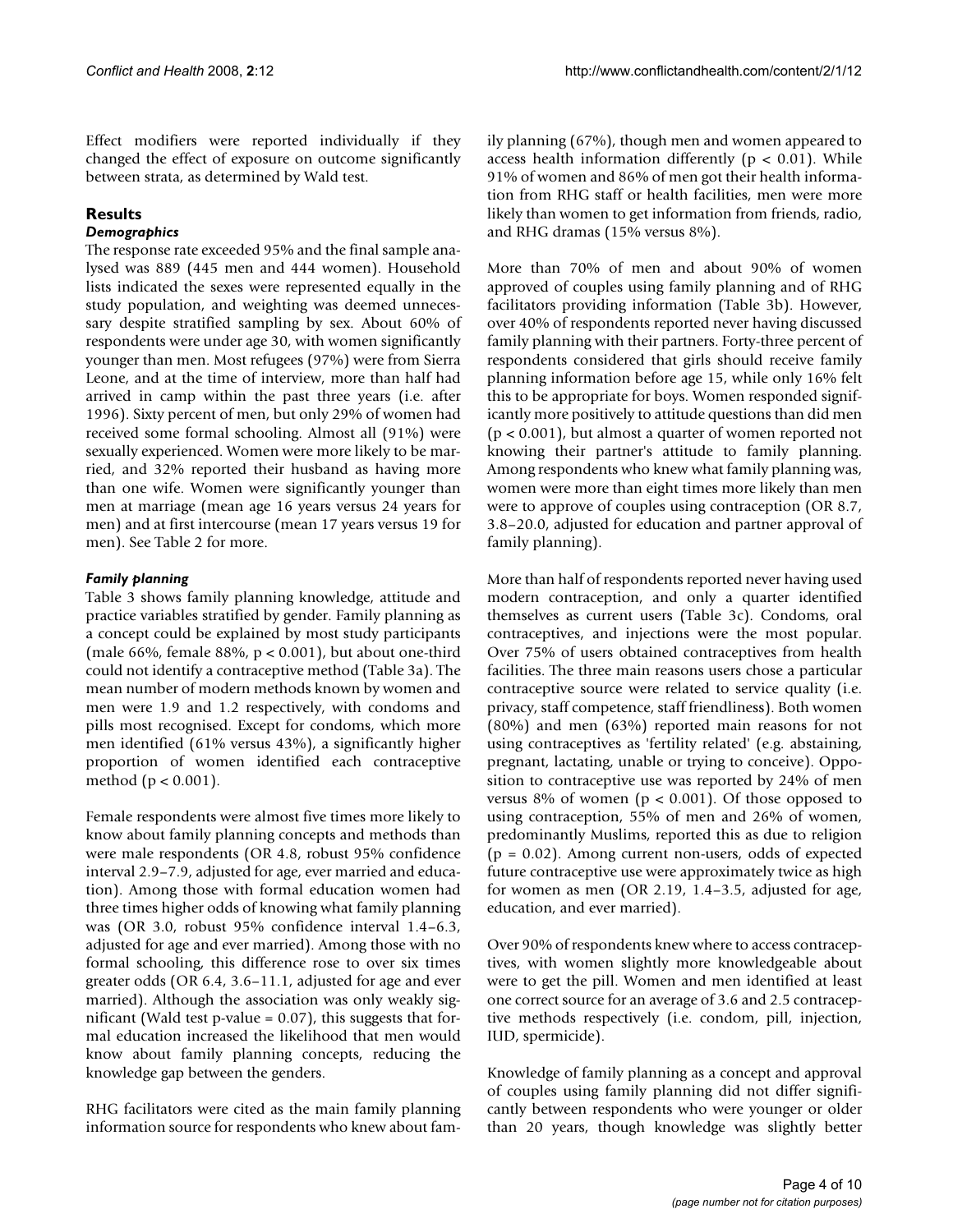Effect modifiers were reported individually if they changed the effect of exposure on outcome significantly between strata, as determined by Wald test.

## Results

### *Demographics*

The response rate exceeded 95% and the final sample analysed was 889 (445 men and 444 women). Household lists indicated the sexes were represented equally in the study population, and weighting was deemed unnecessary despite stratified sampling by sex. About 60% of respondents were under age 30, with women significantly younger than men. Most refugees (97%) were from Sierra Leone, and at the time of interview, more than half had arrived in camp within the past three years (i.e. after 1996). Sixty percent of men, but only 29% of women had received some formal schooling. Almost all (91%) were sexually experienced. Women were more likely to be married, and 32% reported their husband as having more than one wife. Women were significantly younger than men at marriage (mean age 16 years versus 24 years for men) and at first intercourse (mean 17 years versus 19 for men). See Table 2 for more.

### *Family planning*

Table 3 shows family planning knowledge, attitude and practice variables stratified by gender. Family planning as a concept could be explained by most study participants (male 66%, female 88%, $p < 0.001$), but about one-third could not identify a contraceptive method (Table 3a). The mean number of modern methods known by women and men were 1.9 and 1.2 respectively, with condoms and pills most recognised. Except for condoms, which more men identified (61% versus 43%), a significantly higher proportion of women identified each contraceptive method ($p < 0.001$).

Female respondents were almost five times more likely to know about family planning concepts and methods than were male respondents (OR 4.8, robust 95% confidence interval 2.9–7.9, adjusted for age, ever married and education). Among those with formal education women had three times higher odds of knowing what family planning was (OR 3.0, robust 95% confidence interval 1.4–6.3, adjusted for age and ever married). Among those with no formal schooling, this difference rose to over six times greater odds (OR 6.4, 3.6–11.1, adjusted for age and ever married). Although the association was only weakly significant (Wald test p-value = 0.07), this suggests that formal education increased the likelihood that men would know about family planning concepts, reducing the knowledge gap between the genders.

RHG facilitators were cited as the main family planning information source for respondents who knew about family planning (67%), though men and women appeared to access health information differently ($p < 0.01$). While 91% of women and 86% of men got their health information from RHG staff or health facilities, men were more likely than women to get information from friends, radio, and RHG dramas (15% versus 8%).

More than 70% of men and about 90% of women approved of couples using family planning and of RHG facilitators providing information (Table 3b). However, over 40% of respondents reported never having discussed family planning with their partners. Forty-three percent of respondents considered that girls should receive family planning information before age 15, while only 16% felt this to be appropriate for boys. Women responded significantly more positively to attitude questions than did men ($p < 0.001$), but almost a quarter of women reported not knowing their partner's attitude to family planning. Among respondents who knew what family planning was, women were more than eight times more likely than men were to approve of couples using contraception (OR 8.7, 3.8–20.0, adjusted for education and partner approval of family planning).

More than half of respondents reported never having used modern contraception, and only a quarter identified themselves as current users (Table 3c). Condoms, oral contraceptives, and injections were the most popular. Over 75% of users obtained contraceptives from health facilities. The three main reasons users chose a particular contraceptive source were related to service quality (i.e. privacy, staff competence, staff friendliness). Both women (80%) and men (63%) reported main reasons for not using contraceptives as 'fertility related' (e.g. abstaining, pregnant, lactating, unable or trying to conceive). Opposition to contraceptive use was reported by 24% of men versus 8% of women ($p < 0.001$). Of those opposed to using contraception, 55% of men and 26% of women, predominantly Muslims, reported this as due to religion ($p = 0.02$). Among current non-users, odds of expected future contraceptive use were approximately twice as high for women as men (OR 2.19, 1.4–3.5, adjusted for age, education, and ever married).

Over 90% of respondents knew where to access contraceptives, with women slightly more knowledgeable about were to get the pill. Women and men identified at least one correct source for an average of 3.6 and 2.5 contraceptive methods respectively (i.e. condom, pill, injection, IUD, spermicide).

Knowledge of family planning as a concept and approval of couples using family planning did not differ significantly between respondents who were younger or older than 20 years, though knowledge was slightly better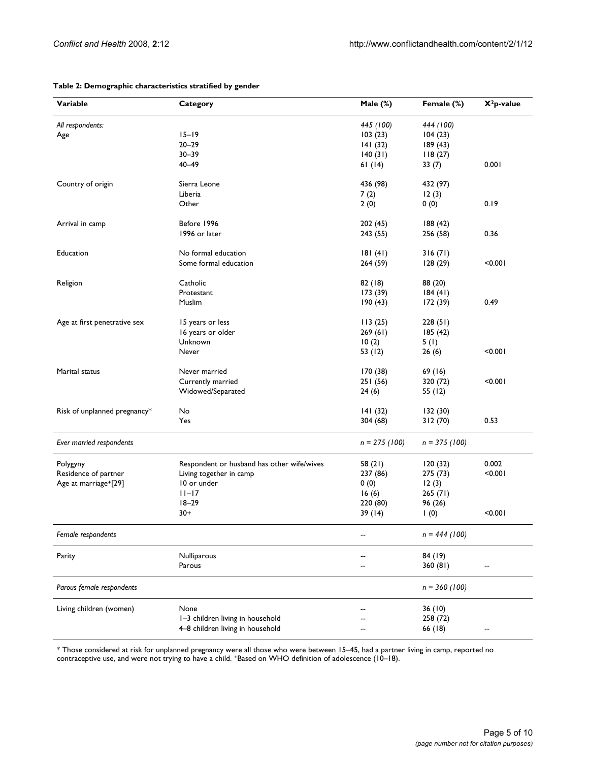**Table 2: Demographic characteristics stratified by gender**

| Variable | Category | Male (%) | Female (%) | $X^2$p-value |
|---|---|---|---|---|
| *All respondents:* | | *445 (100)* | *444 (100)* | |
| Age | 15–19 | 103 (23) | 104 (23) | |
| | 20–29 | 141 (32) | 189 (43) | |
| | 30–39 | 140 (31) | 118 (27) | |
| | 40–49 | 61 (14) | 33 (7) | 0.001 |
| Country of origin | Sierra Leone | 436 (98) | 432 (97) | |
| | Liberia | 7 (2) | 12 (3) | |
| | Other | 2 (0) | 0 (0) | 0.19 |
| Arrival in camp | Before 1996 | 202 (45) | 188 (42) | |
| | 1996 or later | 243 (55) | 256 (58) | 0.36 |
| Education | No formal education | 181 (41) | 316 (71) | |
| | Some formal education | 264 (59) | 128 (29) | <0.001 |
| Religion | Catholic | 82 (18) | 88 (20) | |
| | Protestant | 173 (39) | 184 (41) | |
| | Muslim | 190 (43) | 172 (39) | 0.49 |
| Age at first penetrative sex | 15 years or less | 113 (25) | 228 (51) | |
| | 16 years or older | 269 (61) | 185 (42) | |
| | Unknown | 10 (2) | 5 (1) | |
| | Never | 53 (12) | 26 (6) | <0.001 |
| Marital status | Never married | 170 (38) | 69 (16) | |
| | Currently married | 251 (56) | 320 (72) | <0.001 |
| | Widowed/Separated | 24 (6) | 55 (12) | |
| Risk of unplanned pregnancy* | No | 141 (32) | 132 (30) | |
| | Yes | 304 (68) | 312 (70) | 0.53 |
| *Ever married respondents* | | *n = 275 (100)* | *n = 375 (100)* | |
| Polygyny | Respondent or husband has other wife/wives | 58 (21) | 120 (32) | 0.002 |
| Residence of partner | Living together in camp | 237 (86) | 275 (73) | <0.001 |
| Age at marriage+[29] | 10 or under | 0 (0) | 12 (3) | |
| | 11–17 | 16 (6) | 265 (71) | |
| | 18–29 | 220 (80) | 96 (26) | |
| | 30+ | 39 (14) | 1 (0) | <0.001 |
| *Female respondents* | | -- | *n = 444 (100)* | |
| Parity | Nulliparous | -- | 84 (19) | |
| | Parous | -- | 360 (81) | -- |
| *Parous female respondents* | | | *n = 360 (100)* | |
| Living children (women) | None | -- | 36 (10) | |
| | 1–3 children living in household | -- | 258 (72) | |
| | 4–8 children living in household | -- | 66 (18) | -- |

* Those considered at risk for unplanned pregnancy were all those who were between 15–45, had a partner living in camp, reported no contraceptive use, and were not trying to have a child. +Based on WHO definition of adolescence (10–18).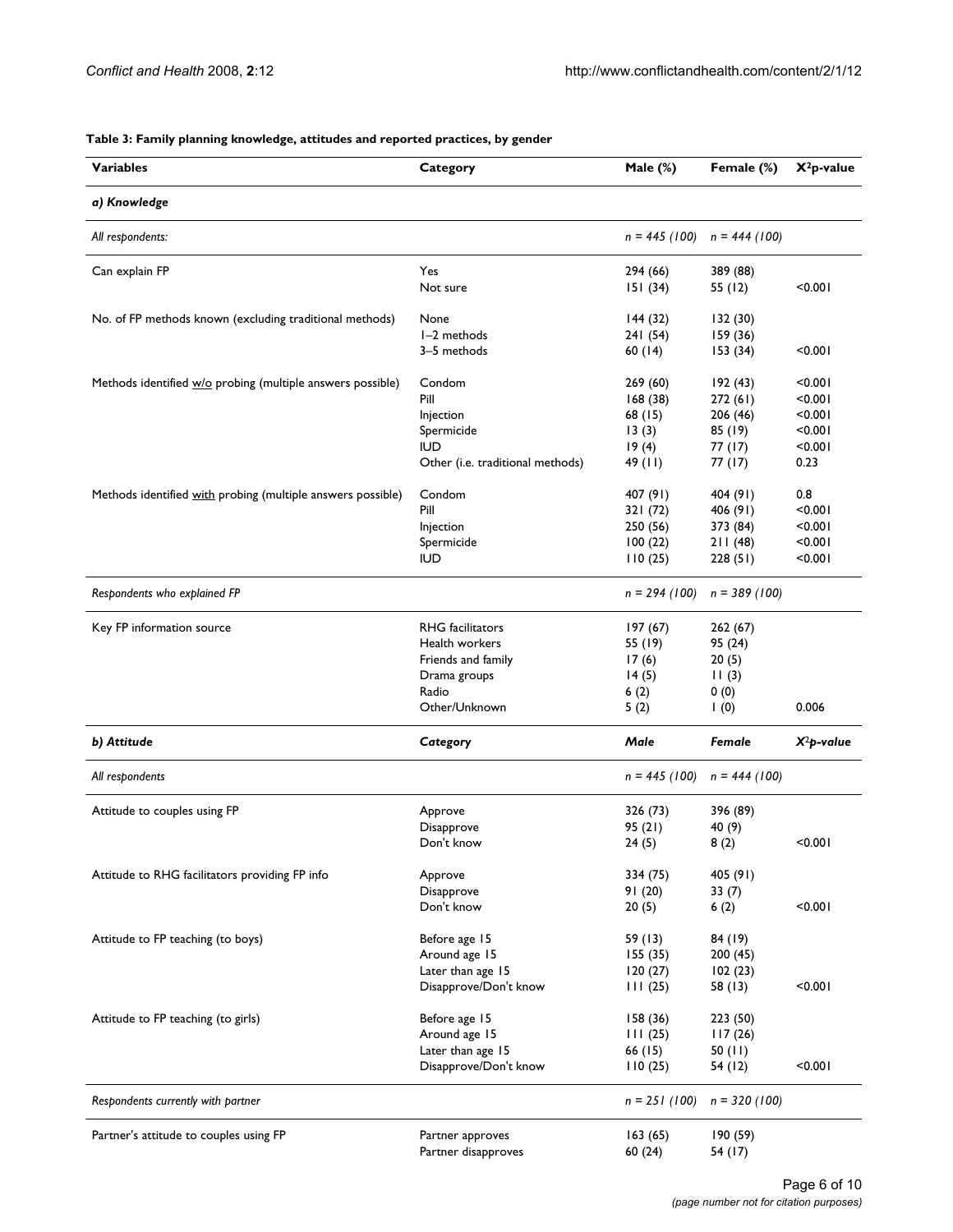**Table 3: Family planning knowledge, attitudes and reported practices, by gender**

| Variables | Category | Male (%) | Female (%) | $X^2$p-value |
| --- | --- | --- | --- | --- |
| ***a) Knowledge*** | | | | |
| *All respondents:* | | *n = 445 (100)* | *n = 444 (100)* | |
| Can explain FP | Yes | 294 (66) | 389 (88) | |
| | Not sure | 151 (34) | 55 (12) | <0.001 |
| No. of FP methods known (excluding traditional methods) | None | 144 (32) | 132 (30) | |
| | 1–2 methods | 241 (54) | 159 (36) | |
| | 3–5 methods | 60 (14) | 153 (34) | <0.001 |
| Methods identified w/o probing (multiple answers possible) | Condom | 269 (60) | 192 (43) | <0.001 |
| | Pill | 168 (38) | 272 (61) | <0.001 |
| | Injection | 68 (15) | 206 (46) | <0.001 |
| | Spermicide | 13 (3) | 85 (19) | <0.001 |
| | IUD | 19 (4) | 77 (17) | <0.001 |
| | Other (i.e. traditional methods) | 49 (11) | 77 (17) | 0.23 |
| Methods identified with probing (multiple answers possible) | Condom | 407 (91) | 404 (91) | 0.8 |
| | Pill | 321 (72) | 406 (91) | <0.001 |
| | Injection | 250 (56) | 373 (84) | <0.001 |
| | Spermicide | 100 (22) | 211 (48) | <0.001 |
| | IUD | 110 (25) | 228 (51) | <0.001 |
| *Respondents who explained FP* | | *n = 294 (100)* | *n = 389 (100)* | |
| Key FP information source | RHG facilitators | 197 (67) | 262 (67) | |
| | Health workers | 55 (19) | 95 (24) | |
| | Friends and family | 17 (6) | 20 (5) | |
| | Drama groups | 14 (5) | 11 (3) | |
| | Radio | 6 (2) | 0 (0) | |
| | Other/Unknown | 5 (2) | 1 (0) | 0.006 |
| ***b) Attitude*** | ***Category*** | ***Male*** | ***Female*** | ***$X^2$p-value*** |
| *All respondents* | | *n = 445 (100)* | *n = 444 (100)* | |
| Attitude to couples using FP | Approve | 326 (73) | 396 (89) | |
| | Disapprove | 95 (21) | 40 (9) | |
| | Don't know | 24 (5) | 8 (2) | <0.001 |
| Attitude to RHG facilitators providing FP info | Approve | 334 (75) | 405 (91) | |
| | Disapprove | 91 (20) | 33 (7) | |
| | Don't know | 20 (5) | 6 (2) | <0.001 |
| Attitude to FP teaching (to boys) | Before age 15 | 59 (13) | 84 (19) | |
| | Around age 15 | 155 (35) | 200 (45) | |
| | Later than age 15 | 120 (27) | 102 (23) | |
| | Disapprove/Don't know | 111 (25) | 58 (13) | <0.001 |
| Attitude to FP teaching (to girls) | Before age 15 | 158 (36) | 223 (50) | |
| | Around age 15 | 111 (25) | 117 (26) | |
| | Later than age 15 | 66 (15) | 50 (11) | |
| | Disapprove/Don't know | 110 (25) | 54 (12) | <0.001 |
| *Respondents currently with partner* | | *n = 251 (100)* | *n = 320 (100)* | |
| Partner's attitude to couples using FP | Partner approves | 163 (65) | 190 (59) | |
| | Partner disapproves | 60 (24) | 54 (17) | |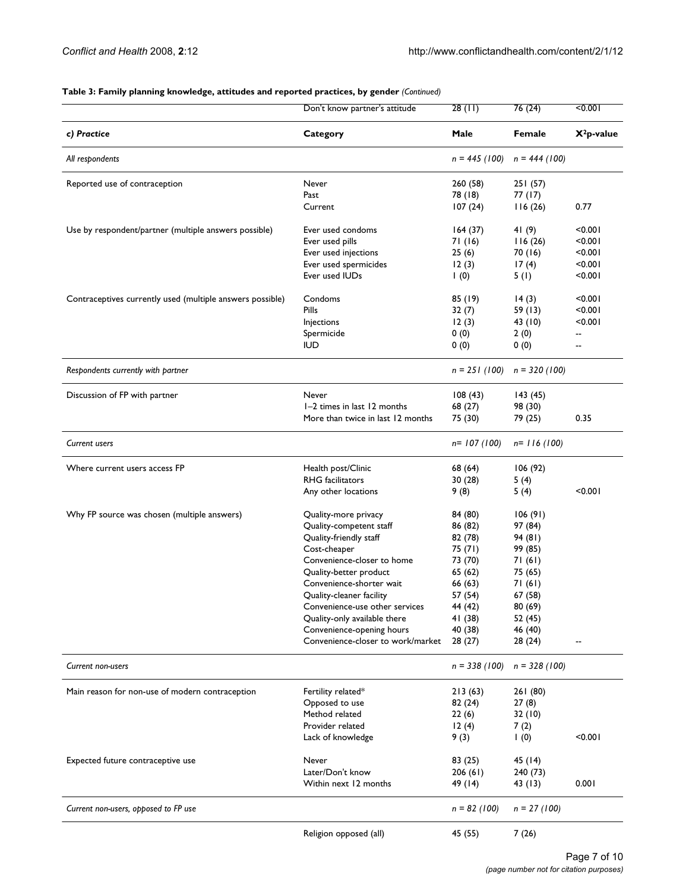**Table 3: Family planning knowledge, attitudes and reported practices, by gender** *(Continued)*

| | Don't know partner's attitude | 28 (11) | 76 (24) | <0.001 |
|---|---|---|---|---|
| ***c) Practice*** | **Category** | **Male** | **Female** | **$X^2$p-value** |
| *All respondents* | | *n = 445 (100)* | *n = 444 (100)* | |
| Reported use of contraception | Never | 260 (58) | 251 (57) | |
| | Past | 78 (18) | 77 (17) | |
| | Current | 107 (24) | 116 (26) | 0.77 |
| Use by respondent/partner (multiple answers possible) | Ever used condoms | 164 (37) | 41 (9) | <0.001 |
| | Ever used pills | 71 (16) | 116 (26) | <0.001 |
| | Ever used injections | 25 (6) | 70 (16) | <0.001 |
| | Ever used spermicides | 12 (3) | 17 (4) | <0.001 |
| | Ever used IUDs | 1 (0) | 5 (1) | <0.001 |
| Contraceptives currently used (multiple answers possible) | Condoms | 85 (19) | 14 (3) | <0.001 |
| | Pills | 32 (7) | 59 (13) | <0.001 |
| | Injections | 12 (3) | 43 (10) | <0.001 |
| | Spermicide | 0 (0) | 2 (0) | -- |
| | IUD | 0 (0) | 0 (0) | -- |
| *Respondents currently with partner* | | *n = 251 (100)* | *n = 320 (100)* | |
| Discussion of FP with partner | Never | 108 (43) | 143 (45) | |
| | 1–2 times in last 12 months | 68 (27) | 98 (30) | |
| | More than twice in last 12 months | 75 (30) | 79 (25) | 0.35 |
| *Current users* | | *n= 107 (100)* | *n= 116 (100)* | |
| Where current users access FP | Health post/Clinic | 68 (64) | 106 (92) | |
| | RHG facilitators | 30 (28) | 5 (4) | |
| | Any other locations | 9 (8) | 5 (4) | <0.001 |
| Why FP source was chosen (multiple answers) | Quality-more privacy | 84 (80) | 106 (91) | |
| | Quality-competent staff | 86 (82) | 97 (84) | |
| | Quality-friendly staff | 82 (78) | 94 (81) | |
| | Cost-cheaper | 75 (71) | 99 (85) | |
| | Convenience-closer to home | 73 (70) | 71 (61) | |
| | Quality-better product | 65 (62) | 75 (65) | |
| | Convenience-shorter wait | 66 (63) | 71 (61) | |
| | Quality-cleaner facility | 57 (54) | 67 (58) | |
| | Convenience-use other services | 44 (42) | 80 (69) | |
| | Quality-only available there | 41 (38) | 52 (45) | |
| | Convenience-opening hours | 40 (38) | 46 (40) | |
| | Convenience-closer to work/market | 28 (27) | 28 (24) | -- |
| *Current non-users* | | *n = 338 (100)* | *n = 328 (100)* | |
| Main reason for non-use of modern contraception | Fertility related* | 213 (63) | 261 (80) | |
| | Opposed to use | 82 (24) | 27 (8) | |
| | Method related | 22 (6) | 32 (10) | |
| | Provider related | 12 (4) | 7 (2) | |
| | Lack of knowledge | 9 (3) | 1 (0) | <0.001 |
| Expected future contraceptive use | Never | 83 (25) | 45 (14) | |
| | Later/Don't know | 206 (61) | 240 (73) | |
| | Within next 12 months | 49 (14) | 43 (13) | 0.001 |
| *Current non-users, opposed to FP use* | | *n = 82 (100)* | *n = 27 (100)* | |
| | Religion opposed (all) | 45 (55) | 7 (26) | |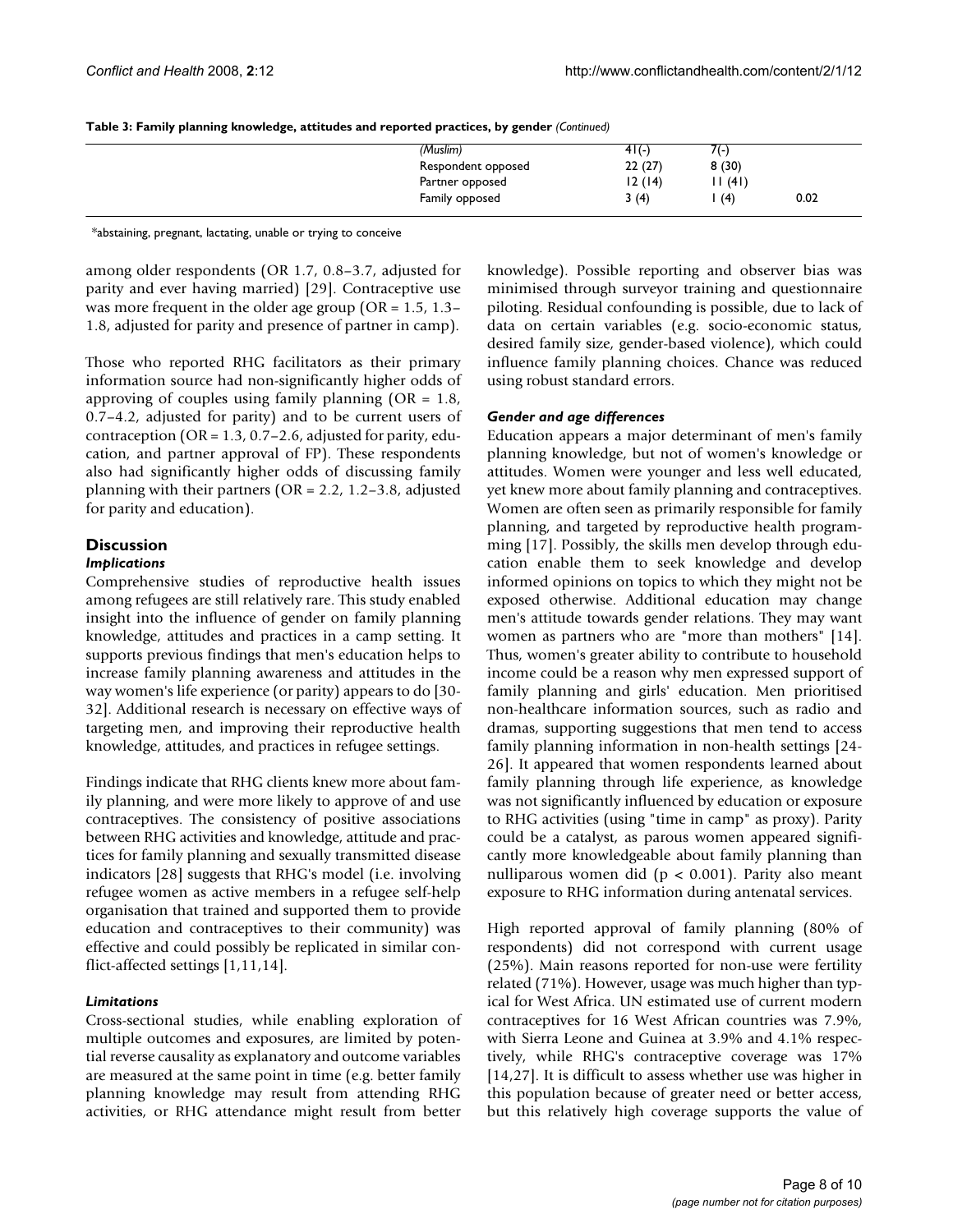**Table 3: Family planning knowledge, attitudes and reported practices, by gender** *(Continued)*

| | | | | |
|---|---|---|---|---|
| | *(Muslim)* | 41(-) | 7(-) | |
| | Respondent opposed | 22 (27) | 8 (30) | |
| | Partner opposed | 12 (14) | 11 (41) | |
| | Family opposed | 3 (4) | 1 (4) | 0.02 |

*abstaining, pregnant, lactating, unable or trying to conceive

among older respondents (OR 1.7, 0.8–3.7, adjusted for parity and ever having married) [29]. Contraceptive use was more frequent in the older age group (OR = 1.5, 1.3–1.8, adjusted for parity and presence of partner in camp).

Those who reported RHG facilitators as their primary information source had non-significantly higher odds of approving of couples using family planning (OR = 1.8, 0.7–4.2, adjusted for parity) and to be current users of contraception (OR = 1.3, 0.7–2.6, adjusted for parity, education, and partner approval of FP). These respondents also had significantly higher odds of discussing family planning with their partners (OR = 2.2, 1.2–3.8, adjusted for parity and education).

## Discussion

### *Implications*

Comprehensive studies of reproductive health issues among refugees are still relatively rare. This study enabled insight into the influence of gender on family planning knowledge, attitudes and practices in a camp setting. It supports previous findings that men's education helps to increase family planning awareness and attitudes in the way women's life experience (or parity) appears to do [30-32]. Additional research is necessary on effective ways of targeting men, and improving their reproductive health knowledge, attitudes, and practices in refugee settings.

Findings indicate that RHG clients knew more about family planning, and were more likely to approve of and use contraceptives. The consistency of positive associations between RHG activities and knowledge, attitude and practices for family planning and sexually transmitted disease indicators [28] suggests that RHG's model (i.e. involving refugee women as active members in a refugee self-help organisation that trained and supported them to provide education and contraceptives to their community) was effective and could possibly be replicated in similar conflict-affected settings [1,11,14].

### *Limitations*

Cross-sectional studies, while enabling exploration of multiple outcomes and exposures, are limited by potential reverse causality as explanatory and outcome variables are measured at the same point in time (e.g. better family planning knowledge may result from attending RHG activities, or RHG attendance might result from better knowledge). Possible reporting and observer bias was minimised through surveyor training and questionnaire piloting. Residual confounding is possible, due to lack of data on certain variables (e.g. socio-economic status, desired family size, gender-based violence), which could influence family planning choices. Chance was reduced using robust standard errors.

### *Gender and age differences*

Education appears a major determinant of men's family planning knowledge, but not of women's knowledge or attitudes. Women were younger and less well educated, yet knew more about family planning and contraceptives. Women are often seen as primarily responsible for family planning, and targeted by reproductive health programming [17]. Possibly, the skills men develop through education enable them to seek knowledge and develop informed opinions on topics to which they might not be exposed otherwise. Additional education may change men's attitude towards gender relations. They may want women as partners who are "more than mothers" [14]. Thus, women's greater ability to contribute to household income could be a reason why men expressed support of family planning and girls' education. Men prioritised non-healthcare information sources, such as radio and dramas, supporting suggestions that men tend to access family planning information in non-health settings [24-26]. It appeared that women respondents learned about family planning through life experience, as knowledge was not significantly influenced by education or exposure to RHG activities (using "time in camp" as proxy). Parity could be a catalyst, as parous women appeared significantly more knowledgeable about family planning than nulliparous women did ($p < 0.001$). Parity also meant exposure to RHG information during antenatal services.

High reported approval of family planning (80% of respondents) did not correspond with current usage (25%). Main reasons reported for non-use were fertility related (71%). However, usage was much higher than typical for West Africa. UN estimated use of current modern contraceptives for 16 West African countries was 7.9%, with Sierra Leone and Guinea at 3.9% and 4.1% respectively, while RHG's contraceptive coverage was 17% [14,27]. It is difficult to assess whether use was higher in this population because of greater need or better access, but this relatively high coverage supports the value of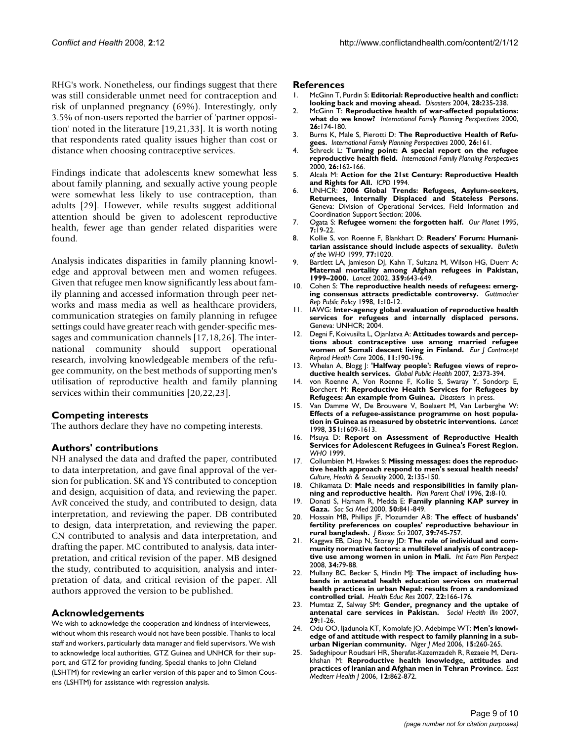RHG's work. Nonetheless, our findings suggest that there was still considerable unmet need for contraception and risk of unplanned pregnancy (69%). Interestingly, only 3.5% of non-users reported the barrier of 'partner opposition' noted in the literature [19,21,33]. It is worth noting that respondents rated quality issues higher than cost or distance when choosing contraceptive services.

Findings indicate that adolescents knew somewhat less about family planning, and sexually active young people were somewhat less likely to use contraception, than adults [29]. However, while results suggest additional attention should be given to adolescent reproductive health, fewer age than gender related disparities were found.

Analysis indicates disparities in family planning knowledge and approval between men and women refugees. Given that refugee men know significantly less about family planning and accessed information through peer networks and mass media as well as healthcare providers, communication strategies on family planning in refugee settings could have greater reach with gender-specific messages and communication channels [17,18,26]. The international community should support operational research, involving knowledgeable members of the refugee community, on the best methods of supporting men's utilisation of reproductive health and family planning services within their communities [20,22,23].

## Competing interests

The authors declare they have no competing interests.

## Authors' contributions

NH analysed the data and drafted the paper, contributed to data interpretation, and gave final approval of the version for publication. SK and YS contributed to conception and design, acquisition of data, and reviewing the paper. AvR conceived the study, and contributed to design, data interpretation, and reviewing the paper. DB contributed to design, data interpretation, and reviewing the paper. CN contributed to analysis and data interpretation, and drafting the paper. MC contributed to analysis, data interpretation, and critical revision of the paper. MB designed the study, contributed to acquisition, analysis and interpretation of data, and critical revision of the paper. All authors approved the version to be published.

## Acknowledgements

We wish to acknowledge the cooperation and kindness of interviewees, without whom this research would not have been possible. Thanks to local staff and workers, particularly data manager and field supervisors. We wish to acknowledge local authorities, GTZ Guinea and UNHCR for their support, and GTZ for providing funding. Special thanks to John Cleland (LSHTM) for reviewing an earlier version of this paper and to Simon Cousens (LSHTM) for assistance with regression analysis.

## References

1. McGinn T, Purdin S: **Editorial: Reproductive health and conflict: looking back and moving ahead.** *Disasters* 2004, **28:**235-238.
2. McGinn T: **Reproductive health of war-affected populations: what do we know?** *International Family Planning Perspectives* 2000, **26:**174-180.
3. Burns K, Male S, Pierotti D: **The Reproductive Health of Refugees.** *International Family Planning Perspectives* 2000, **26:**161.
4. Schreck L: **Turning point: A special report on the refugee reproductive health field.** *International Family Planning Perspectives* 2000, **26:**162-166.
5. Alcala M: **Action for the 21st Century: Reproductive Health and Rights for All.** *ICPD* 1994.
6. UNHCR: **2006 Global Trends: Refugees, Asylum-seekers, Returnees, Internally Displaced and Stateless Persons.** Geneva: Division of Operational Services, Field Information and Coordination Support Section; 2006.
7. Ogata S: **Refugee women: the forgotten half.** *Our Planet* 1995, **7:**19-22.
8. Kollie S, von Roenne F, Blankhart D: **Readers' Forum: Humanitarian assistance should include aspects of sexuality.** *Bulletin of the WHO* 1999, **77:**1020.
9. Bartlett LA, Jamieson DJ, Kahn T, Sultana M, Wilson HG, Duerr A: **Maternal mortality among Afghan refugees in Pakistan, 1999–2000.** *Lancet* 2002, **359:**643-649.
10. Cohen S: **The reproductive health needs of refugees: emerging consensus attracts predictable controversy.** *Guttmacher Rep Public Policy* 1998, **1:**10-12.
11. IAWG: **Inter-agency global evaluation of reproductive health services for refugees and internally displaced persons.** Geneva: UNHCR; 2004.
12. Degni F, Koivusilta L, Ojanlatva A: **Attitudes towards and perceptions about contraceptive use among married refugee women of Somali descent living in Finland.** *Eur J Contracept Reprod Health Care* 2006, **11:**190-196.
13. Whelan A, Blogg J: **'Halfway people': Refugee views of reproductive health services.** *Global Public Health* 2007, **2:**373-394.
14. von Roenne A, Von Roenne F, Kollie S, Swaray Y, Sondorp E, Borchert M: **Reproductive Health Services for Refugees by Refugees: An example from Guinea.** *Disasters* in press.
15. Van Damme W, De Brouwere V, Boelaert M, Van Lerberghe W: **Effects of a refugee-assistance programme on host population in Guinea as measured by obstetric interventions.** *Lancet* 1998, **351:**1609-1613.
16. Msuya D: **Report on Assessment of Reproductive Health Services for Adolescent Refugees in Guinea's Forest Region.** *WHO* 1999.
17. Collumbien M, Hawkes S: **Missing messages: does the reproductive health approach respond to men's sexual health needs?** *Culture, Health & Sexuality* 2000, **2:**135-150.
18. Chikamata D: **Male needs and responsibilities in family planning and reproductive health.** *Plan Parent Chall* 1996, **2:**8-10.
19. Donati S, Hamam R, Medda E: **Family planning KAP survey in Gaza.** *Soc Sci Med* 2000, **50:**841-849.
20. Hossain MB, Phillips JF, Mozumder AB: **The effect of husbands' fertility preferences on couples' reproductive behaviour in rural bangladesh.** *J Biosoc Sci* 2007, **39:**745-757.
21. Kaggwa EB, Diop N, Storey JD: **The role of individual and community normative factors: a multilevel analysis of contraceptive use among women in union in Mali.** *Int Fam Plan Perspect* 2008, **34:**79-88.
22. Mullany BC, Becker S, Hindin MJ: **The impact of including husbands in antenatal health education services on maternal health practices in urban Nepal: results from a randomized controlled trial.** *Health Educ Res* 2007, **22:**166-176.
23. Mumtaz Z, Salway SM: **Gender, pregnancy and the uptake of antenatal care services in Pakistan.** *Sociol Health Illn* 2007, **29:**1-26.
24. Odu OO, Ijadunola KT, Komolafe JO, Adebimpe WT: **Men's knowledge of and attitude with respect to family planning in a suburban Nigerian community.** *Niger J Med* 2006, **15:**260-265.
25. Sadeghipour Roudsari HR, Sherafat-Kazemzadeh R, Rezaeie M, Derakhshan M: **Reproductive health knowledge, attitudes and practices of Iranian and Afghan men in Tehran Province.** *East Mediterr Health J* 2006, **12:**862-872.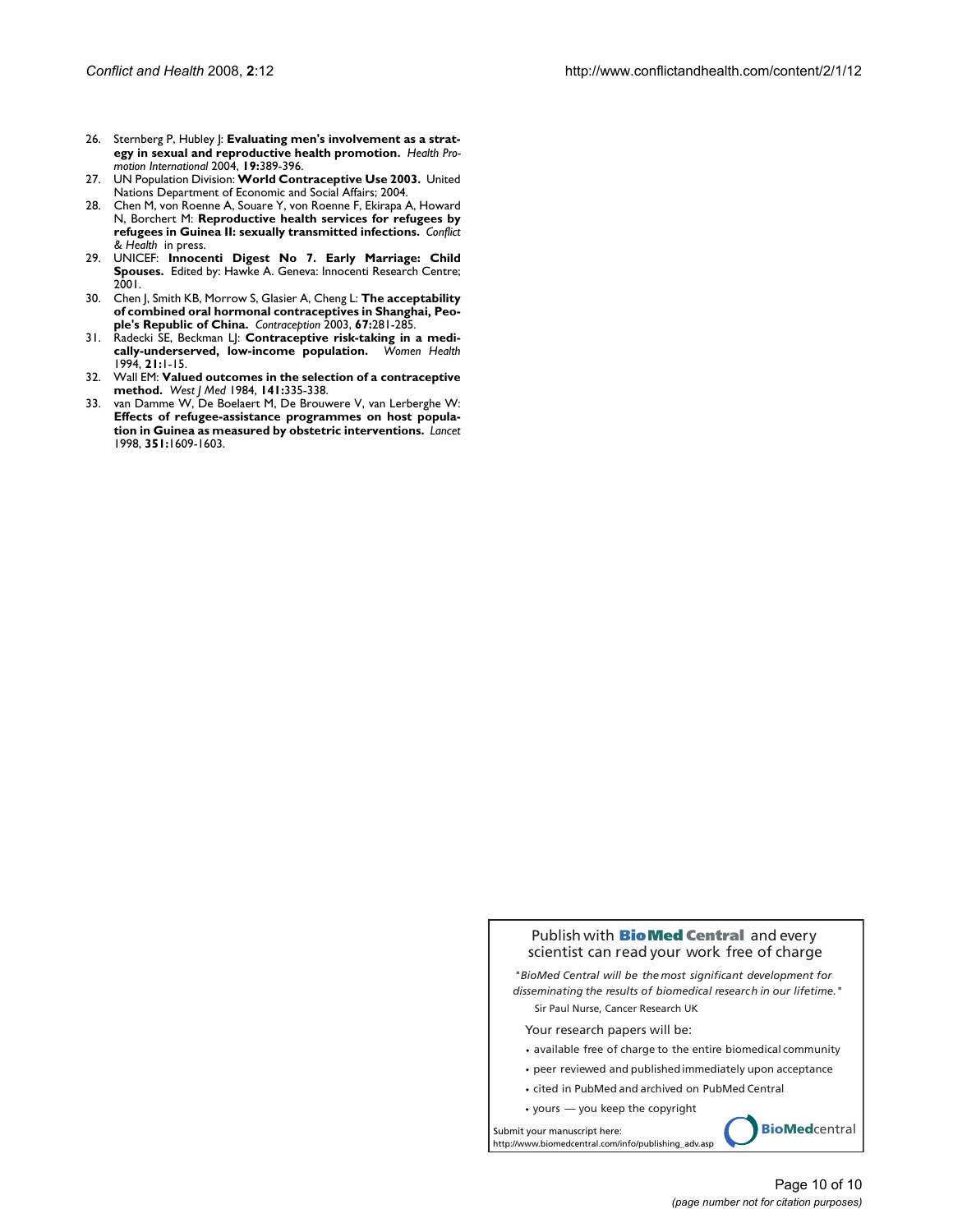26. Sternberg P, Hubley J: **Evaluating men's involvement as a strategy in sexual and reproductive health promotion.** *Health Promotion International* 2004, **19:**389-396.
27. UN Population Division: **World Contraceptive Use 2003.** United Nations Department of Economic and Social Affairs; 2004.
28. Chen M, von Roenne A, Souare Y, von Roenne F, Ekirapa A, Howard N, Borchert M: **Reproductive health services for refugees by refugees in Guinea II: sexually transmitted infections.** *Conflict & Health* in press.
29. UNICEF: **Innocenti Digest No 7. Early Marriage: Child Spouses.** Edited by: Hawke A. Geneva: Innocenti Research Centre; 2001.
30. Chen J, Smith KB, Morrow S, Glasier A, Cheng L: **The acceptability of combined oral hormonal contraceptives in Shanghai, People's Republic of China.** *Contraception* 2003, **67:**281-285.
31. Radecki SE, Beckman LJ: **Contraceptive risk-taking in a medically-underserved, low-income population.** *Women Health* 1994, **21:**1-15.
32. Wall EM: **Valued outcomes in the selection of a contraceptive method.** *West J Med* 1984, **141:**335-338.
33. van Damme W, De Boelaert M, De Brouwere V, van Lerberghe W: **Effects of refugee-assistance programmes on host population in Guinea as measured by obstetric interventions.** *Lancet* 1998, **351:**1609-1603.

Publish with **BioMed Central** and every scientist can read your work free of charge

*"BioMed Central will be the most significant development for disseminating the results of biomedical research in our lifetime."*

Sir Paul Nurse, Cancer Research UK

Your research papers will be:

- available free of charge to the entire biomedical community
- peer reviewed and published immediately upon acceptance
- cited in PubMed and archived on PubMed Central
- yours — you keep the copyright

Submit your manuscript here:
http://www.biomedcentral.com/info/publishing_adv.asp

**BioMed**central